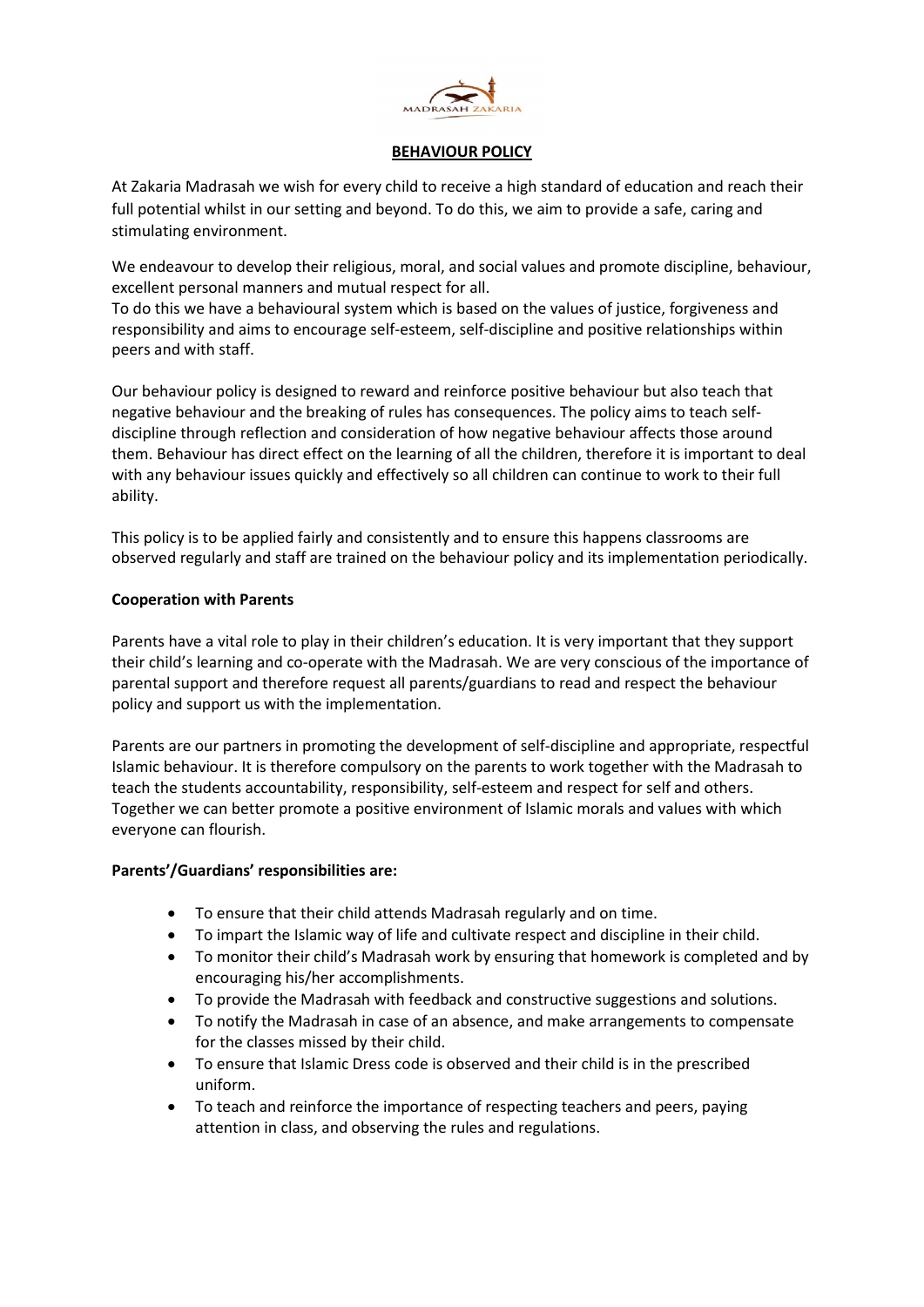# BEHAVIOUR POLICY

At Zakaria Madrasah we wish for every child to receive a high standard of education and reach their full potential whilst in our setting and beyond. To do this, we aim to provide a safe, caring and stimulating environment.

We endeavour to develop their religious, moral, and social values and promote discipline, behaviour, excellent personal manners and mutual respect for all.
To do this we have a behavioural system which is based on the values of justice, forgiveness and responsibility and aims to encourage self-esteem, self-discipline and positive relationships within peers and with staff.

Our behaviour policy is designed to reward and reinforce positive behaviour but also teach that negative behaviour and the breaking of rules has consequences. The policy aims to teach self-discipline through reflection and consideration of how negative behaviour affects those around them. Behaviour has direct effect on the learning of all the children, therefore it is important to deal with any behaviour issues quickly and effectively so all children can continue to work to their full ability.

This policy is to be applied fairly and consistently and to ensure this happens classrooms are observed regularly and staff are trained on the behaviour policy and its implementation periodically.

**Cooperation with Parents**

Parents have a vital role to play in their children's education. It is very important that they support their child's learning and co-operate with the Madrasah. We are very conscious of the importance of parental support and therefore request all parents/guardians to read and respect the behaviour policy and support us with the implementation.

Parents are our partners in promoting the development of self-discipline and appropriate, respectful Islamic behaviour. It is therefore compulsory on the parents to work together with the Madrasah to teach the students accountability, responsibility, self-esteem and respect for self and others. Together we can better promote a positive environment of Islamic morals and values with which everyone can flourish.

**Parents'/Guardians' responsibilities are:**

- To ensure that their child attends Madrasah regularly and on time.
- To impart the Islamic way of life and cultivate respect and discipline in their child.
- To monitor their child's Madrasah work by ensuring that homework is completed and by encouraging his/her accomplishments.
- To provide the Madrasah with feedback and constructive suggestions and solutions.
- To notify the Madrasah in case of an absence, and make arrangements to compensate for the classes missed by their child.
- To ensure that Islamic Dress code is observed and their child is in the prescribed uniform.
- To teach and reinforce the importance of respecting teachers and peers, paying attention in class, and observing the rules and regulations.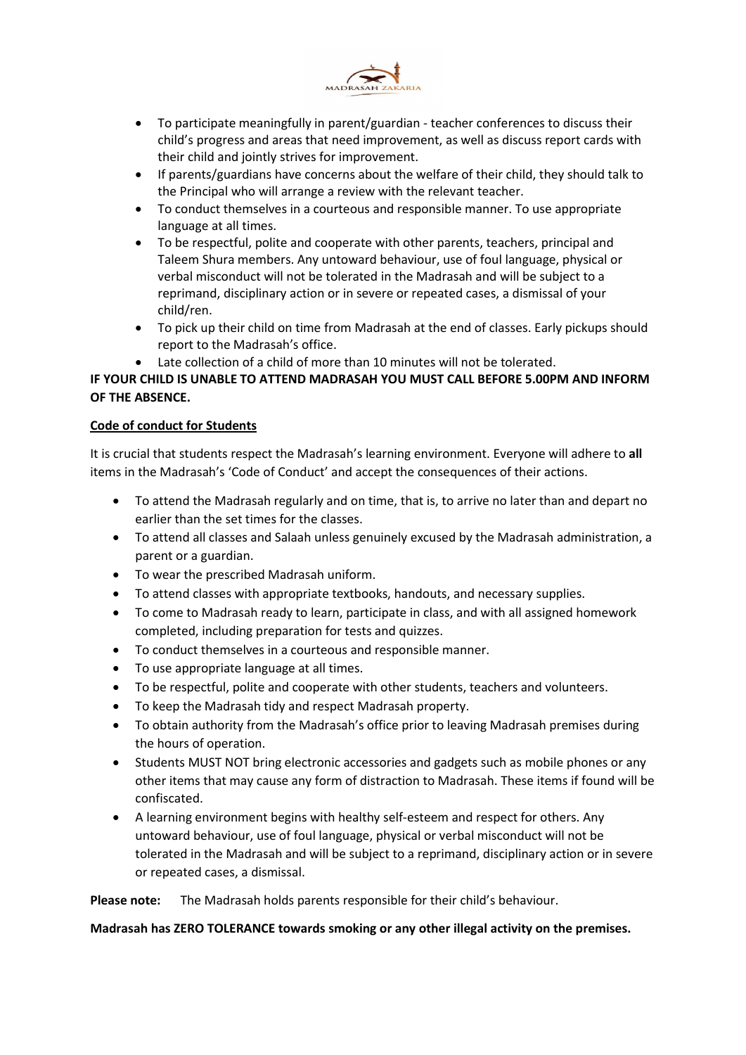- To participate meaningfully in parent/guardian - teacher conferences to discuss their child's progress and areas that need improvement, as well as discuss report cards with their child and jointly strives for improvement.
- If parents/guardians have concerns about the welfare of their child, they should talk to the Principal who will arrange a review with the relevant teacher.
- To conduct themselves in a courteous and responsible manner. To use appropriate language at all times.
- To be respectful, polite and cooperate with other parents, teachers, principal and Taleem Shura members. Any untoward behaviour, use of foul language, physical or verbal misconduct will not be tolerated in the Madrasah and will be subject to a reprimand, disciplinary action or in severe or repeated cases, a dismissal of your child/ren.
- To pick up their child on time from Madrasah at the end of classes. Early pickups should report to the Madrasah's office.
- Late collection of a child of more than 10 minutes will not be tolerated.

**IF YOUR CHILD IS UNABLE TO ATTEND MADRASAH YOU MUST CALL BEFORE 5.00PM AND INFORM OF THE ABSENCE.**

## Code of conduct for Students

It is crucial that students respect the Madrasah's learning environment. Everyone will adhere to **all** items in the Madrasah's 'Code of Conduct' and accept the consequences of their actions.

- To attend the Madrasah regularly and on time, that is, to arrive no later than and depart no earlier than the set times for the classes.
- To attend all classes and Salaah unless genuinely excused by the Madrasah administration, a parent or a guardian.
- To wear the prescribed Madrasah uniform.
- To attend classes with appropriate textbooks, handouts, and necessary supplies.
- To come to Madrasah ready to learn, participate in class, and with all assigned homework completed, including preparation for tests and quizzes.
- To conduct themselves in a courteous and responsible manner.
- To use appropriate language at all times.
- To be respectful, polite and cooperate with other students, teachers and volunteers.
- To keep the Madrasah tidy and respect Madrasah property.
- To obtain authority from the Madrasah's office prior to leaving Madrasah premises during the hours of operation.
- Students MUST NOT bring electronic accessories and gadgets such as mobile phones or any other items that may cause any form of distraction to Madrasah. These items if found will be confiscated.
- A learning environment begins with healthy self-esteem and respect for others. Any untoward behaviour, use of foul language, physical or verbal misconduct will not be tolerated in the Madrasah and will be subject to a reprimand, disciplinary action or in severe or repeated cases, a dismissal.

**Please note:** The Madrasah holds parents responsible for their child's behaviour.

**Madrasah has ZERO TOLERANCE towards smoking or any other illegal activity on the premises.**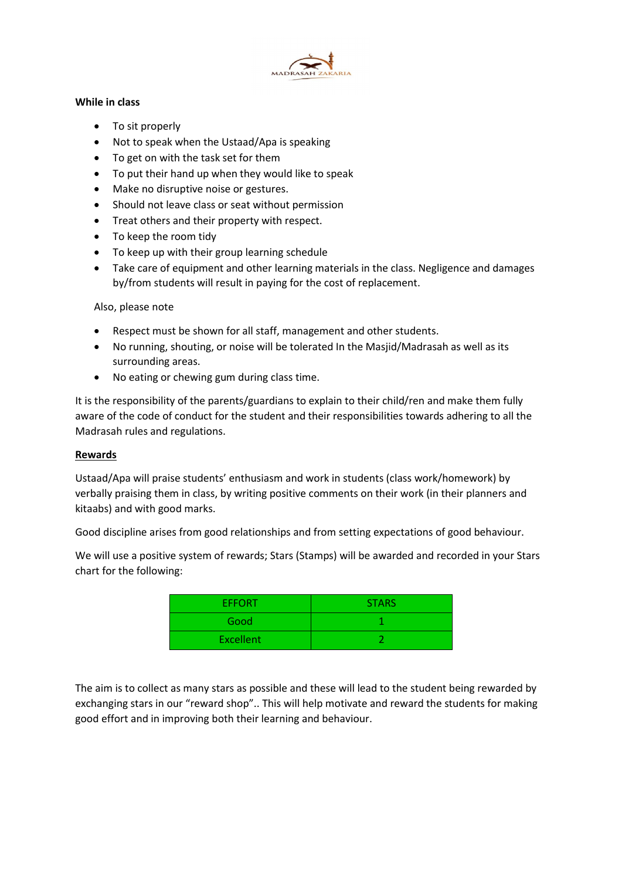**While in class**

- To sit properly
- Not to speak when the Ustaad/Apa is speaking
- To get on with the task set for them
- To put their hand up when they would like to speak
- Make no disruptive noise or gestures.
- Should not leave class or seat without permission
- Treat others and their property with respect.
- To keep the room tidy
- To keep up with their group learning schedule
- Take care of equipment and other learning materials in the class. Negligence and damages by/from students will result in paying for the cost of replacement.

Also, please note

- Respect must be shown for all staff, management and other students.
- No running, shouting, or noise will be tolerated In the Masjid/Madrasah as well as its surrounding areas.
- No eating or chewing gum during class time.

It is the responsibility of the parents/guardians to explain to their child/ren and make them fully aware of the code of conduct for the student and their responsibilities towards adhering to all the Madrasah rules and regulations.

**Rewards**

Ustaad/Apa will praise students' enthusiasm and work in students (class work/homework) by verbally praising them in class, by writing positive comments on their work (in their planners and kitaabs) and with good marks.

Good discipline arises from good relationships and from setting expectations of good behaviour.

We will use a positive system of rewards; Stars (Stamps) will be awarded and recorded in your Stars chart for the following:

| EFFORT | STARS |
| --- | --- |
| Good | 1 |
| Excellent | 2 |

The aim is to collect as many stars as possible and these will lead to the student being rewarded by exchanging stars in our "reward shop".. This will help motivate and reward the students for making good effort and in improving both their learning and behaviour.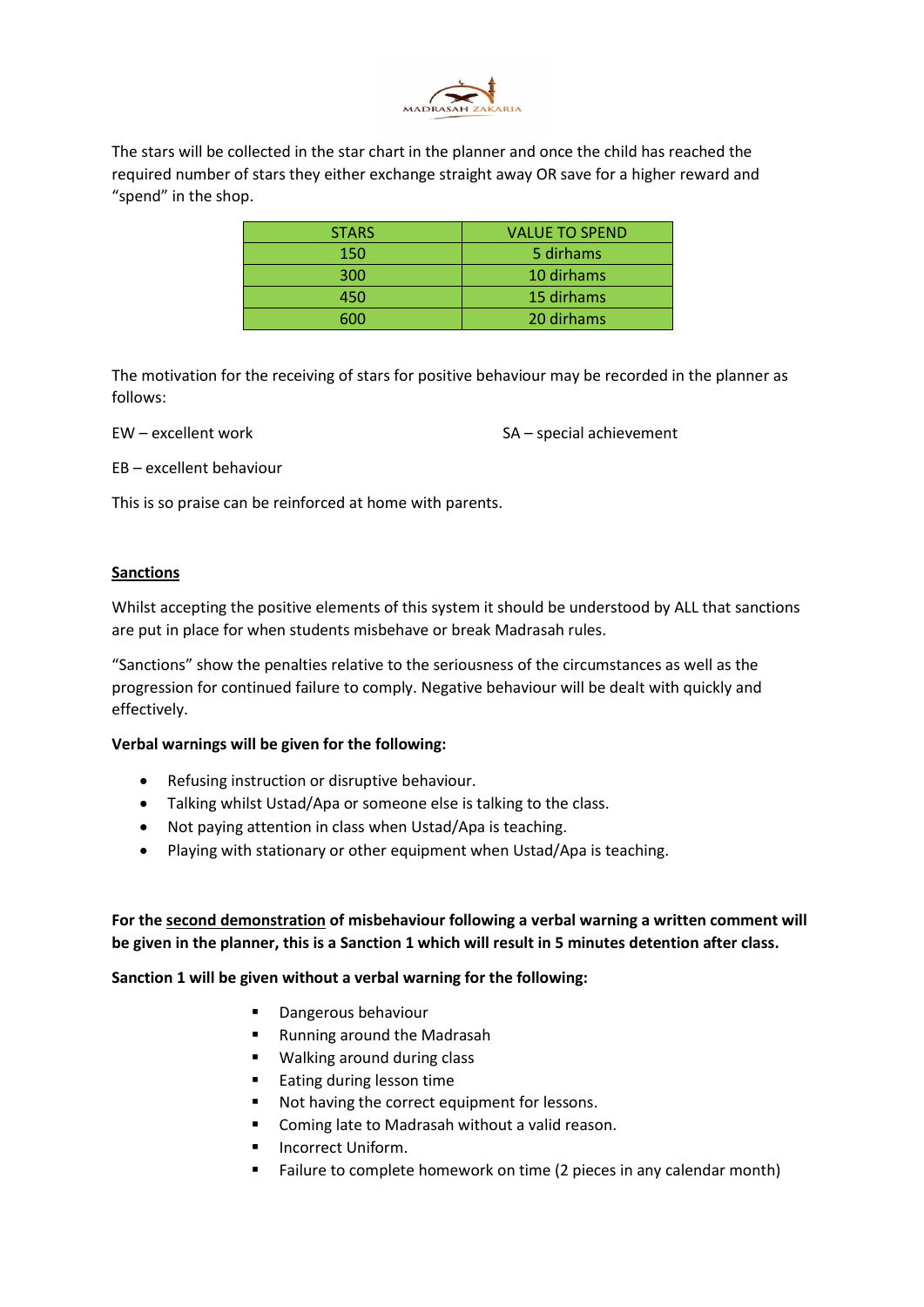The stars will be collected in the star chart in the planner and once the child has reached the required number of stars they either exchange straight away OR save for a higher reward and "spend" in the shop.

| STARS | VALUE TO SPEND |
|---|---|
| 150 | 5 dirhams |
| 300 | 10 dirhams |
| 450 | 15 dirhams |
| 600 | 20 dirhams |

The motivation for the receiving of stars for positive behaviour may be recorded in the planner as follows:

EW – excellent work

SA – special achievement

EB – excellent behaviour

This is so praise can be reinforced at home with parents.

**<u>Sanctions</u>**

Whilst accepting the positive elements of this system it should be understood by ALL that sanctions are put in place for when students misbehave or break Madrasah rules.

"Sanctions" show the penalties relative to the seriousness of the circumstances as well as the progression for continued failure to comply. Negative behaviour will be dealt with quickly and effectively.

**Verbal warnings will be given for the following:**

- Refusing instruction or disruptive behaviour.
- Talking whilst Ustad/Apa or someone else is talking to the class.
- Not paying attention in class when Ustad/Apa is teaching.
- Playing with stationary or other equipment when Ustad/Apa is teaching.

**For the <u>second demonstration</u> of misbehaviour following a verbal warning a written comment will be given in the planner, this is a Sanction 1 which will result in 5 minutes detention after class.**

**Sanction 1 will be given without a verbal warning for the following:**

- Dangerous behaviour
- Running around the Madrasah
- Walking around during class
- Eating during lesson time
- Not having the correct equipment for lessons.
- Coming late to Madrasah without a valid reason.
- Incorrect Uniform.
- Failure to complete homework on time (2 pieces in any calendar month)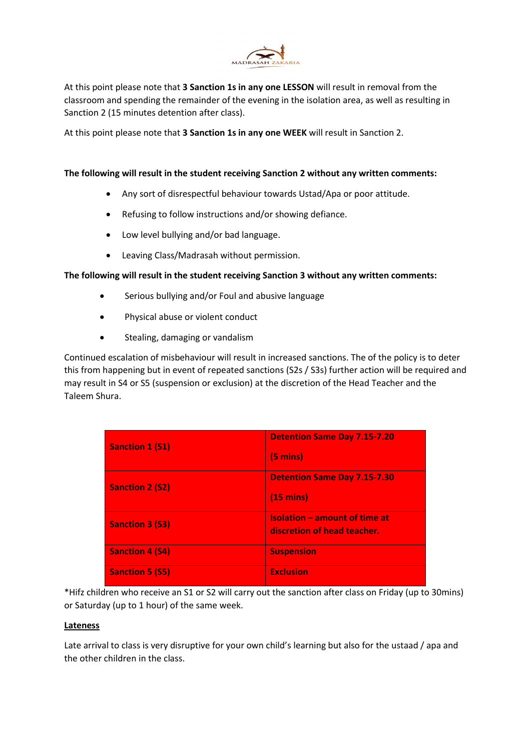At this point please note that **3 Sanction 1s in any one LESSON** will result in removal from the classroom and spending the remainder of the evening in the isolation area, as well as resulting in Sanction 2 (15 minutes detention after class).

At this point please note that **3 Sanction 1s in any one WEEK** will result in Sanction 2.

**The following will result in the student receiving Sanction 2 without any written comments:**

- Any sort of disrespectful behaviour towards Ustad/Apa or poor attitude.
- Refusing to follow instructions and/or showing defiance.
- Low level bullying and/or bad language.
- Leaving Class/Madrasah without permission.

**The following will result in the student receiving Sanction 3 without any written comments:**

- Serious bullying and/or Foul and abusive language
- Physical abuse or violent conduct
- Stealing, damaging or vandalism

Continued escalation of misbehaviour will result in increased sanctions. The of the policy is to deter this from happening but in event of repeated sanctions (S2s / S3s) further action will be required and may result in S4 or S5 (suspension or exclusion) at the discretion of the Head Teacher and the Taleem Shura.

| Sanction | Consequence |
|---|---|
| **Sanction 1 (S1)** | **Detention Same Day 7.15-7.20 (5 mins)** |
| **Sanction 2 (S2)** | **Detention Same Day 7.15-7.30 (15 mins)** |
| **Sanction 3 (S3)** | **Isolation – amount of time at discretion of head teacher.** |
| **Sanction 4 (S4)** | **Suspension** |
| **Sanction 5 (S5)** | **Exclusion** |

*Hifz children who receive an S1 or S2 will carry out the sanction after class on Friday (up to 30mins) or Saturday (up to 1 hour) of the same week.

**Lateness**

Late arrival to class is very disruptive for your own child's learning but also for the ustaad / apa and the other children in the class.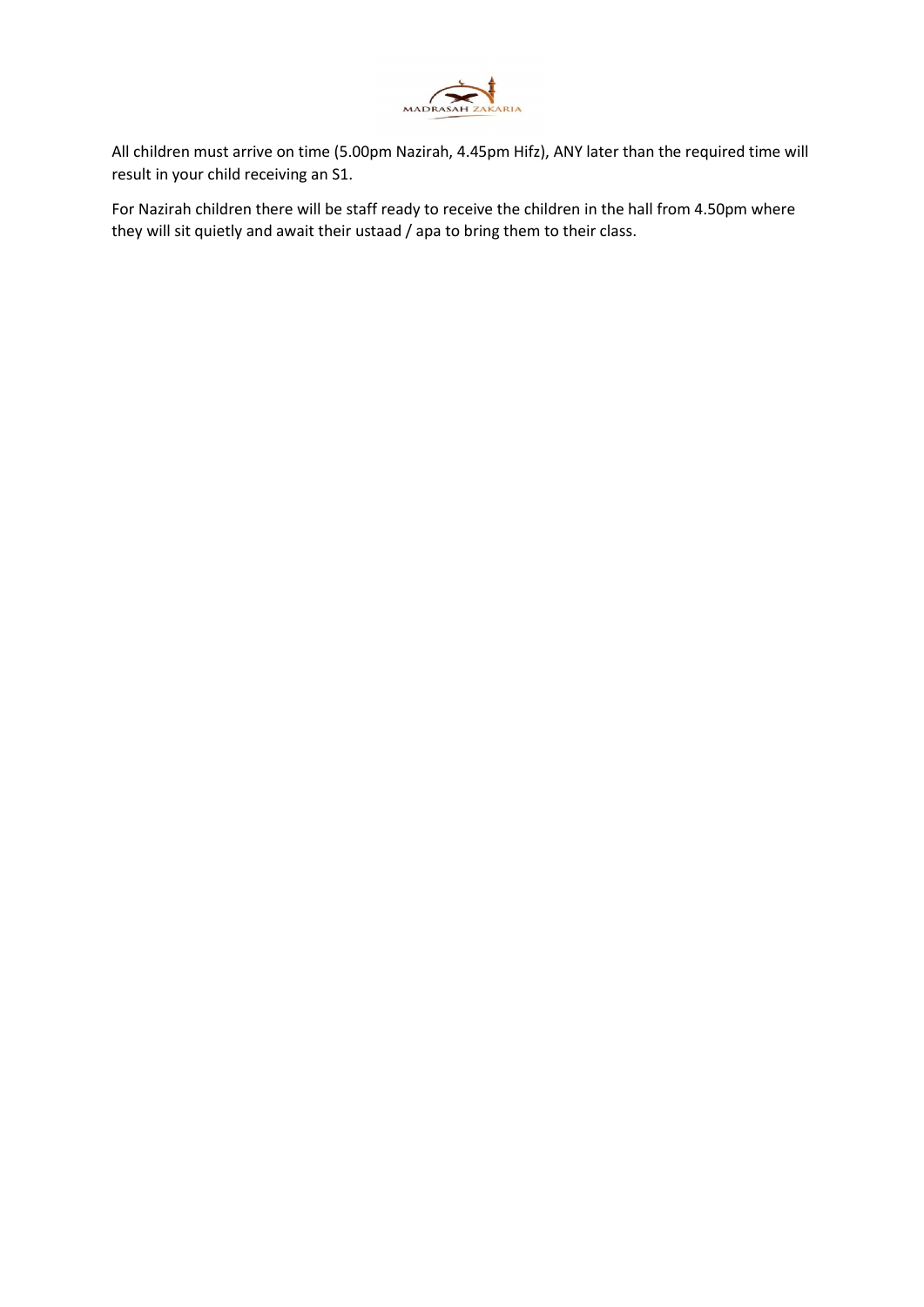All children must arrive on time (5.00pm Nazirah, 4.45pm Hifz), ANY later than the required time will result in your child receiving an S1.

For Nazirah children there will be staff ready to receive the children in the hall from 4.50pm where they will sit quietly and await their ustaad / apa to bring them to their class.